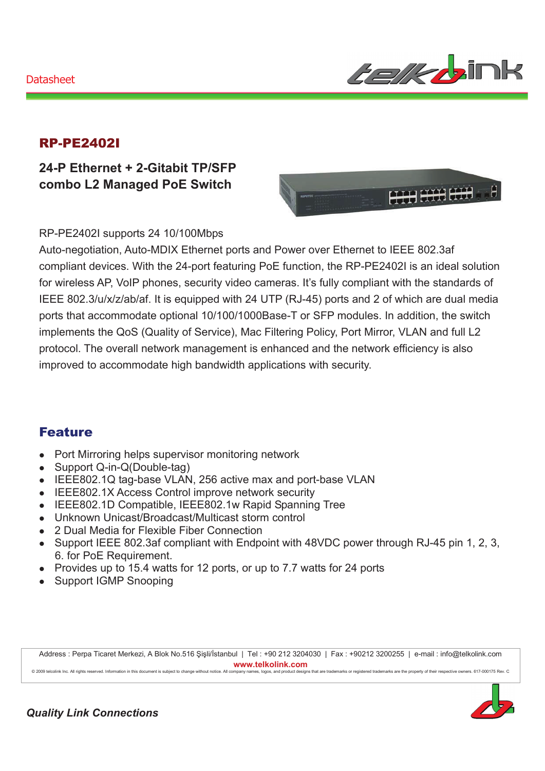Datasheet

# RP-PE2402I

## 24-P Ethernet + 2-Gitabit TP/SFP combo L2 Managed PoE Switch

RP-PE2402I supports 24 10/100Mbps Auto-negotiation, Auto-MDIX Ethernet ports and Power over Ethernet to IEEE 802.3af compliant devices. With the 24-port featuring PoE function, the RP-PE2402I is an ideal solution for wireless AP, VoIP phones, security video cameras. It's fully compliant with the standards of IEEE 802.3/u/x/z/ab/af. It is equipped with 24 UTP (RJ-45) ports and 2 of which are dual media ports that accommodate optional 10/100/1000Base-T or SFP modules. In addition, the switch implements the QoS (Quality of Service), Mac Filtering Policy, Port Mirror, VLAN and full L2 protocol. The overall network management is enhanced and the network efficiency is also improved to accommodate high bandwidth applications with security.

## Feature

- Port Mirroring helps supervisor monitoring network
- Support Q-in-Q(Double-tag)
- IEEE802.1Q tag-base VLAN, 256 active max and port-base VLAN
- IEEE802.1X Access Control improve network security
- IEEE802.1D Compatible, IEEE802.1w Rapid Spanning Tree
- Unknown Unicast/Broadcast/Multicast storm control
- 2 Dual Media for Flexible Fiber Connection
- Support IEEE 802.3af compliant with Endpoint with 48VDC power through RJ-45 pin 1, 2, 3, 6. for PoE Requirement.
- Provides up to 15.4 watts for 12 ports, or up to 7.7 watts for 24 ports
- Support IGMP Snooping

Address : Perpa Ticaret Merkezi, A Blok No.516 Şişli/İstanbul | Tel : +90 212 3204030 | Fax : +90212 3200255 | e-mail : info@telkolink.com
www.telkolink.com
© 2009 telcolink Inc. All rights reserved. Information in this document is subject to change without notice. All company names, logos, and product designs that are trademarks or registered trademarks are the property of their respective owners. 617-000175 Rev. C

*Quality Link Connections*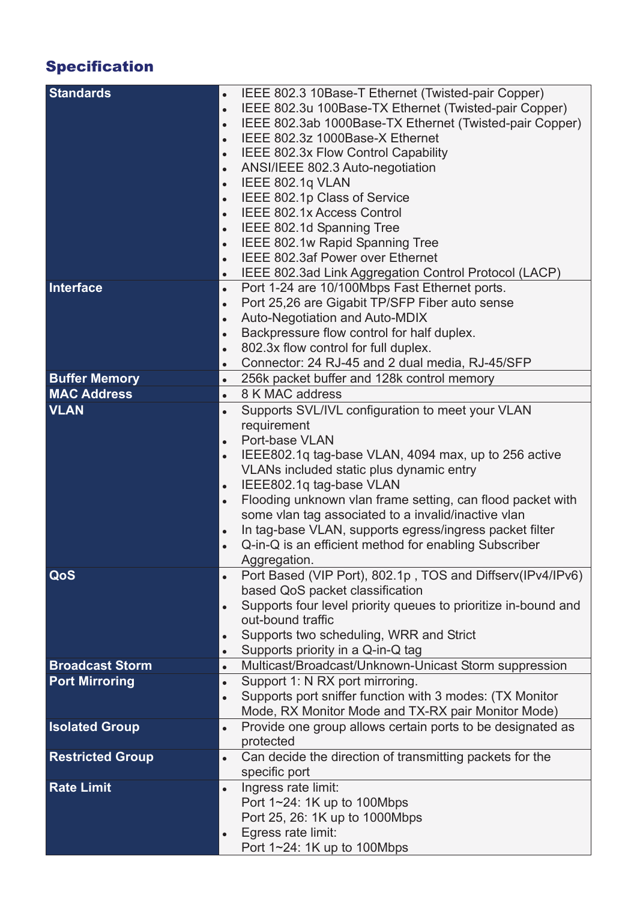## Specification

| | |
|---|---|
| **Standards** | • IEEE 802.3 10Base-T Ethernet (Twisted-pair Copper)<br>• IEEE 802.3u 100Base-TX Ethernet (Twisted-pair Copper)<br>• IEEE 802.3ab 1000Base-TX Ethernet (Twisted-pair Copper)<br>• IEEE 802.3z 1000Base-X Ethernet<br>• IEEE 802.3x Flow Control Capability<br>• ANSI/IEEE 802.3 Auto-negotiation<br>• IEEE 802.1q VLAN<br>• IEEE 802.1p Class of Service<br>• IEEE 802.1x Access Control<br>• IEEE 802.1d Spanning Tree<br>• IEEE 802.1w Rapid Spanning Tree<br>• IEEE 802.3af Power over Ethernet<br>• IEEE 802.3ad Link Aggregation Control Protocol (LACP) |
| **Interface** | • Port 1-24 are 10/100Mbps Fast Ethernet ports.<br>• Port 25,26 are Gigabit TP/SFP Fiber auto sense<br>• Auto-Negotiation and Auto-MDIX<br>• Backpressure flow control for half duplex.<br>• 802.3x flow control for full duplex.<br>• Connector: 24 RJ-45 and 2 dual media, RJ-45/SFP |
| **Buffer Memory** | • 256k packet buffer and 128k control memory |
| **MAC Address** | • 8 K MAC address |
| **VLAN** | • Supports SVL/IVL configuration to meet your VLAN requirement<br>• Port-base VLAN<br>• IEEE802.1q tag-base VLAN, 4094 max, up to 256 active VLANs included static plus dynamic entry<br>• IEEE802.1q tag-base VLAN<br>• Flooding unknown vlan frame setting, can flood packet with some vlan tag associated to a invalid/inactive vlan<br>• In tag-base VLAN, supports egress/ingress packet filter<br>• Q-in-Q is an efficient method for enabling Subscriber Aggregation. |
| **QoS** | • Port Based (VIP Port), 802.1p , TOS and Diffserv(IPv4/IPv6) based QoS packet classification<br>• Supports four level priority queues to prioritize in-bound and out-bound traffic<br>• Supports two scheduling, WRR and Strict<br>• Supports priority in a Q-in-Q tag |
| **Broadcast Storm** | • Multicast/Broadcast/Unknown-Unicast Storm suppression |
| **Port Mirroring** | • Support 1: N RX port mirroring.<br>• Supports port sniffer function with 3 modes: (TX Monitor Mode, RX Monitor Mode and TX-RX pair Monitor Mode) |
| **Isolated Group** | • Provide one group allows certain ports to be designated as protected |
| **Restricted Group** | • Can decide the direction of transmitting packets for the specific port |
| **Rate Limit** | • Ingress rate limit:<br>Port 1~24: 1K up to 100Mbps<br>Port 25, 26: 1K up to 1000Mbps<br>• Egress rate limit:<br>Port 1~24: 1K up to 100Mbps |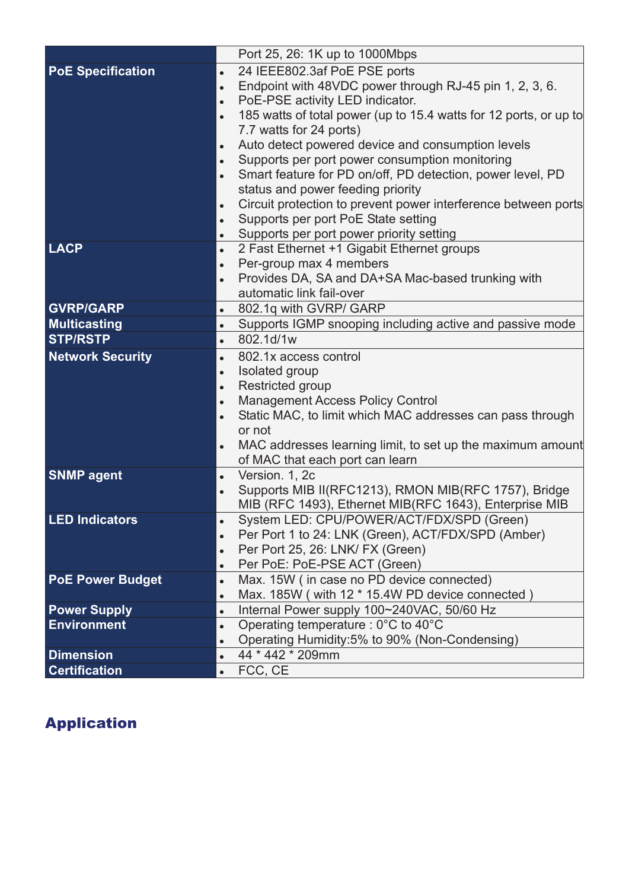| | |
|---|---|
| | Port 25, 26: 1K up to 1000Mbps |
| **PoE Specification** | • 24 IEEE802.3af PoE PSE ports<br>• Endpoint with 48VDC power through RJ-45 pin 1, 2, 3, 6.<br>• PoE-PSE activity LED indicator.<br>• 185 watts of total power (up to 15.4 watts for 12 ports, or up to 7.7 watts for 24 ports)<br>• Auto detect powered device and consumption levels<br>• Supports per port power consumption monitoring<br>• Smart feature for PD on/off, PD detection, power level, PD status and power feeding priority<br>• Circuit protection to prevent power interference between ports<br>• Supports per port PoE State setting<br>• Supports per port power priority setting |
| **LACP** | • 2 Fast Ethernet +1 Gigabit Ethernet groups<br>• Per-group max 4 members<br>• Provides DA, SA and DA+SA Mac-based trunking with automatic link fail-over |
| **GVRP/GARP** | • 802.1q with GVRP/ GARP |
| **Multicasting** | • Supports IGMP snooping including active and passive mode |
| **STP/RSTP** | • 802.1d/1w |
| **Network Security** | • 802.1x access control<br>• Isolated group<br>• Restricted group<br>• Management Access Policy Control<br>• Static MAC, to limit which MAC addresses can pass through or not<br>• MAC addresses learning limit, to set up the maximum amount of MAC that each port can learn |
| **SNMP agent** | • Version. 1, 2c<br>• Supports MIB II(RFC1213), RMON MIB(RFC 1757), Bridge MIB (RFC 1493), Ethernet MIB(RFC 1643), Enterprise MIB |
| **LED Indicators** | • System LED: CPU/POWER/ACT/FDX/SPD (Green)<br>• Per Port 1 to 24: LNK (Green), ACT/FDX/SPD (Amber)<br>• Per Port 25, 26: LNK/ FX (Green)<br>• Per PoE: PoE-PSE ACT (Green) |
| **PoE Power Budget** | • Max. 15W ( in case no PD device connected)<br>• Max. 185W ( with 12 * 15.4W PD device connected ) |
| **Power Supply** | • Internal Power supply 100~240VAC, 50/60 Hz |
| **Environment** | • Operating temperature : 0°C to 40°C<br>• Operating Humidity:5% to 90% (Non-Condensing) |
| **Dimension** | • 44 * 442 * 209mm |
| **Certification** | • FCC, CE |

## Application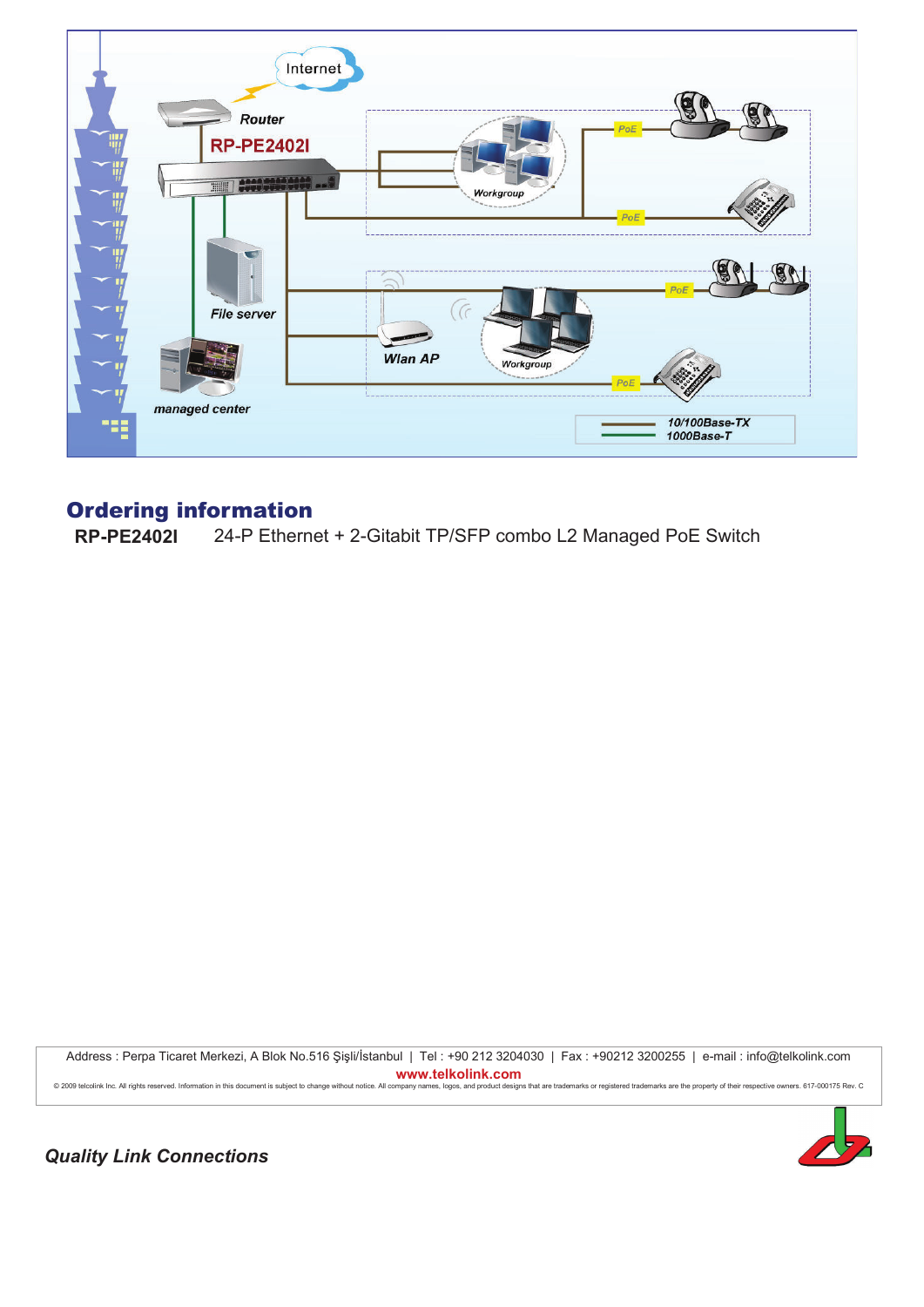Internet

Router

RP-PE2402I

Workgroup

PoE

PoE

File server

PoE

Wlan AP

Workgroup

PoE

managed center

10/100Base-TX

1000Base-T

## Ordering information

**RP-PE2402I** 24-P Ethernet + 2-Gitabit TP/SFP combo L2 Managed PoE Switch

Address : Perpa Ticaret Merkezi, A Blok No.516 Şişli/İstanbul | Tel : +90 212 3204030 | Fax : +90212 3200255 | e-mail : info@telkolink.com

www.telkolink.com

© 2009 telcolink Inc. All rights reserved. Information in this document is subject to change without notice. All company names, logos, and product designs that are trademarks or registered trademarks are the property of their respective owners. 617-000175 Rev. C

*Quality Link Connections*